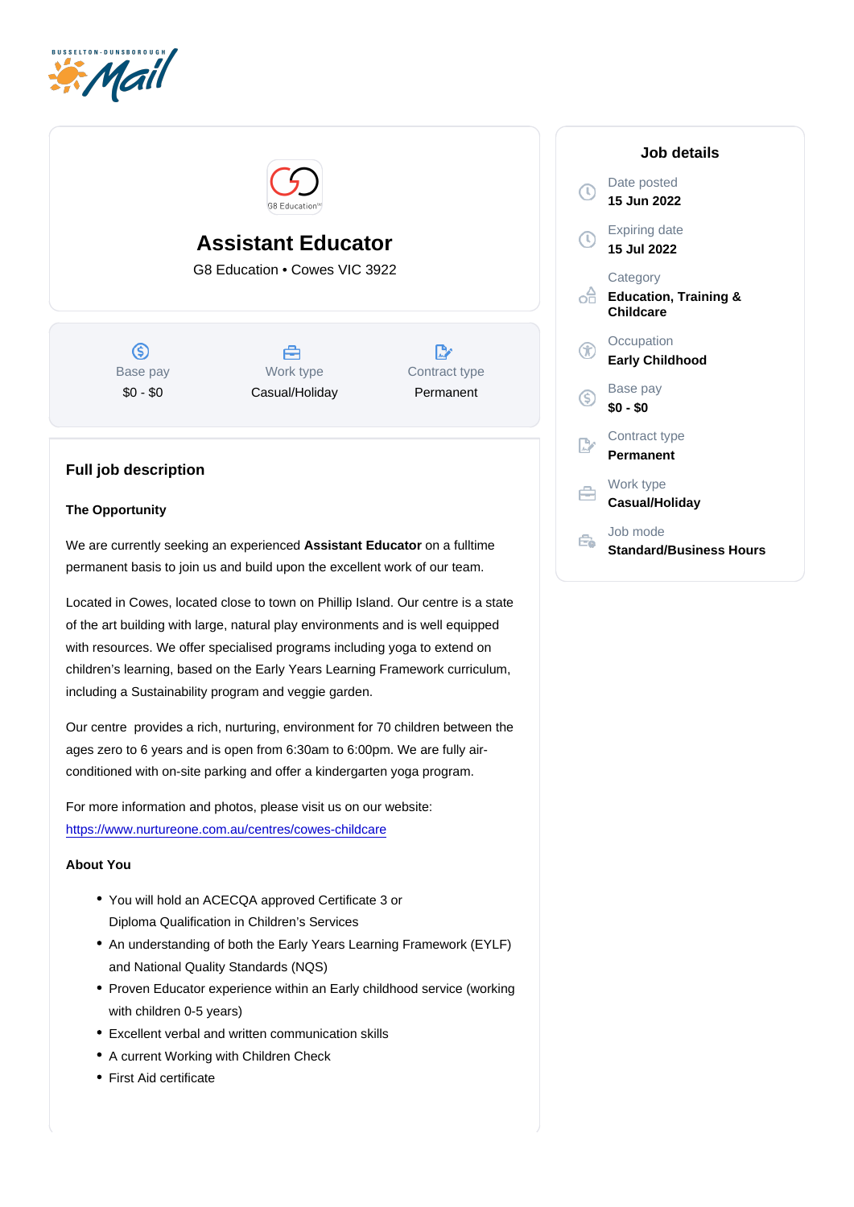# Assistant Educator

G8 Education • Cowes VIC 3922

| Base pay | Work type | Contract type |
|---|---|---|
| $0 - $0 | Casual/Holiday | Permanent |

## Full job description

**The Opportunity**

We are currently seeking an experienced **Assistant Educator** on a fulltime permanent basis to join us and build upon the excellent work of our team.

Located in Cowes, located close to town on Phillip Island. Our centre is a state of the art building with large, natural play environments and is well equipped with resources. We offer specialised programs including yoga to extend on children's learning, based on the Early Years Learning Framework curriculum, including a Sustainability program and veggie garden.

Our centre provides a rich, nurturing, environment for 70 children between the ages zero to 6 years and is open from 6:30am to 6:00pm. We are fully air-conditioned with on-site parking and offer a kindergarten yoga program.

For more information and photos, please visit us on our website: https://www.nurtureone.com.au/centres/cowes-childcare

**About You**

- You will hold an ACECQA approved Certificate 3 or Diploma Qualification in Children's Services
- An understanding of both the Early Years Learning Framework (EYLF) and National Quality Standards (NQS)
- Proven Educator experience within an Early childhood service (working with children 0-5 years)
- Excellent verbal and written communication skills
- A current Working with Children Check
- First Aid certificate

## Job details

- Date posted: **15 Jun 2022**
- Expiring date: **15 Jul 2022**
- Category: **Education, Training & Childcare**
- Occupation: **Early Childhood**
- Base pay: **$0 - $0**
- Contract type: **Permanent**
- Work type: **Casual/Holiday**
- Job mode: **Standard/Business Hours**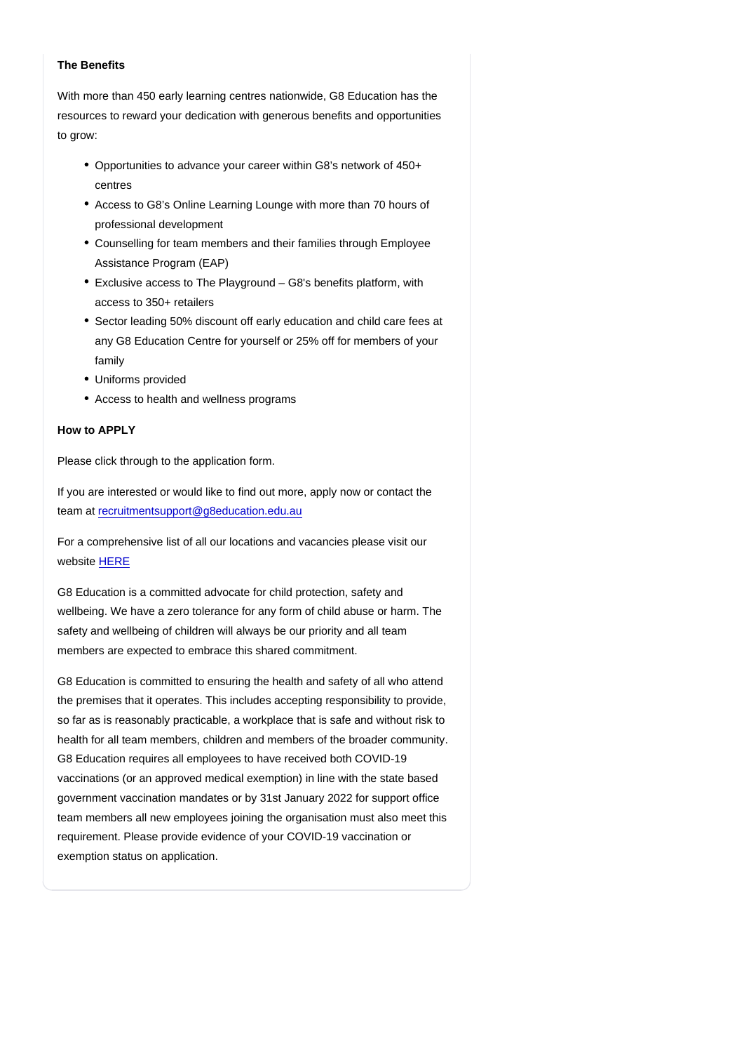**The Benefits**

With more than 450 early learning centres nationwide, G8 Education has the resources to reward your dedication with generous benefits and opportunities to grow:

- Opportunities to advance your career within G8's network of 450+ centres
- Access to G8's Online Learning Lounge with more than 70 hours of professional development
- Counselling for team members and their families through Employee Assistance Program (EAP)
- Exclusive access to The Playground – G8's benefits platform, with access to 350+ retailers
- Sector leading 50% discount off early education and child care fees at any G8 Education Centre for yourself or 25% off for members of your family
- Uniforms provided
- Access to health and wellness programs

**How to APPLY**

Please click through to the application form.

If you are interested or would like to find out more, apply now or contact the team at recruitmentsupport@g8education.edu.au

For a comprehensive list of all our locations and vacancies please visit our website HERE

G8 Education is a committed advocate for child protection, safety and wellbeing. We have a zero tolerance for any form of child abuse or harm. The safety and wellbeing of children will always be our priority and all team members are expected to embrace this shared commitment.

G8 Education is committed to ensuring the health and safety of all who attend the premises that it operates. This includes accepting responsibility to provide, so far as is reasonably practicable, a workplace that is safe and without risk to health for all team members, children and members of the broader community. G8 Education requires all employees to have received both COVID-19 vaccinations (or an approved medical exemption) in line with the state based government vaccination mandates or by 31st January 2022 for support office team members all new employees joining the organisation must also meet this requirement. Please provide evidence of your COVID-19 vaccination or exemption status on application.